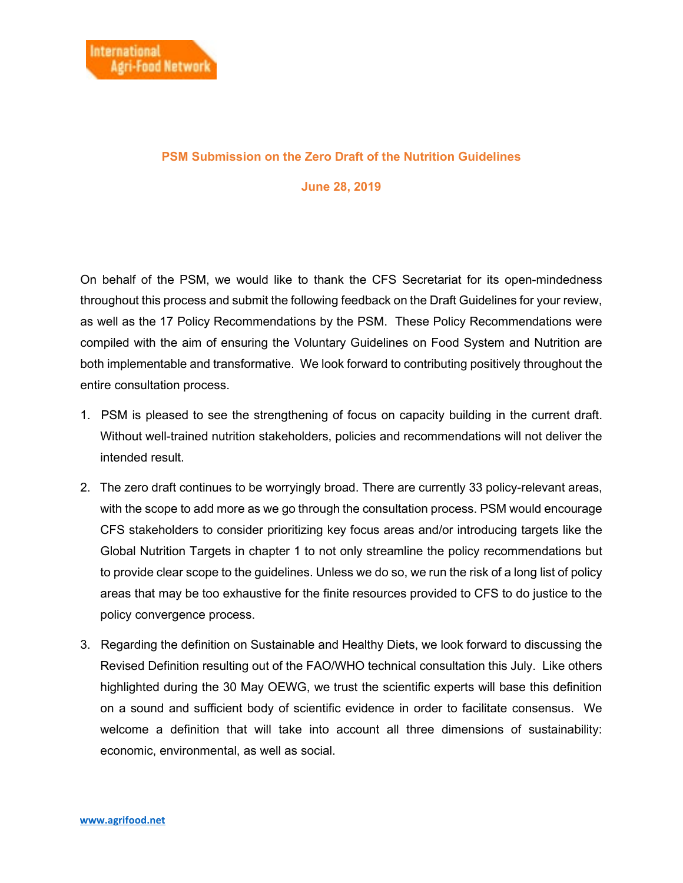International Agri-Food Network

## PSM Submission on the Zero Draft of the Nutrition Guidelines

**June 28, 2019**

On behalf of the PSM, we would like to thank the CFS Secretariat for its open-mindedness throughout this process and submit the following feedback on the Draft Guidelines for your review, as well as the 17 Policy Recommendations by the PSM. These Policy Recommendations were compiled with the aim of ensuring the Voluntary Guidelines on Food System and Nutrition are both implementable and transformative. We look forward to contributing positively throughout the entire consultation process.

1. PSM is pleased to see the strengthening of focus on capacity building in the current draft. Without well-trained nutrition stakeholders, policies and recommendations will not deliver the intended result.

2. The zero draft continues to be worryingly broad. There are currently 33 policy-relevant areas, with the scope to add more as we go through the consultation process. PSM would encourage CFS stakeholders to consider prioritizing key focus areas and/or introducing targets like the Global Nutrition Targets in chapter 1 to not only streamline the policy recommendations but to provide clear scope to the guidelines. Unless we do so, we run the risk of a long list of policy areas that may be too exhaustive for the finite resources provided to CFS to do justice to the policy convergence process.

3. Regarding the definition on Sustainable and Healthy Diets, we look forward to discussing the Revised Definition resulting out of the FAO/WHO technical consultation this July. Like others highlighted during the 30 May OEWG, we trust the scientific experts will base this definition on a sound and sufficient body of scientific evidence in order to facilitate consensus. We welcome a definition that will take into account all three dimensions of sustainability: economic, environmental, as well as social.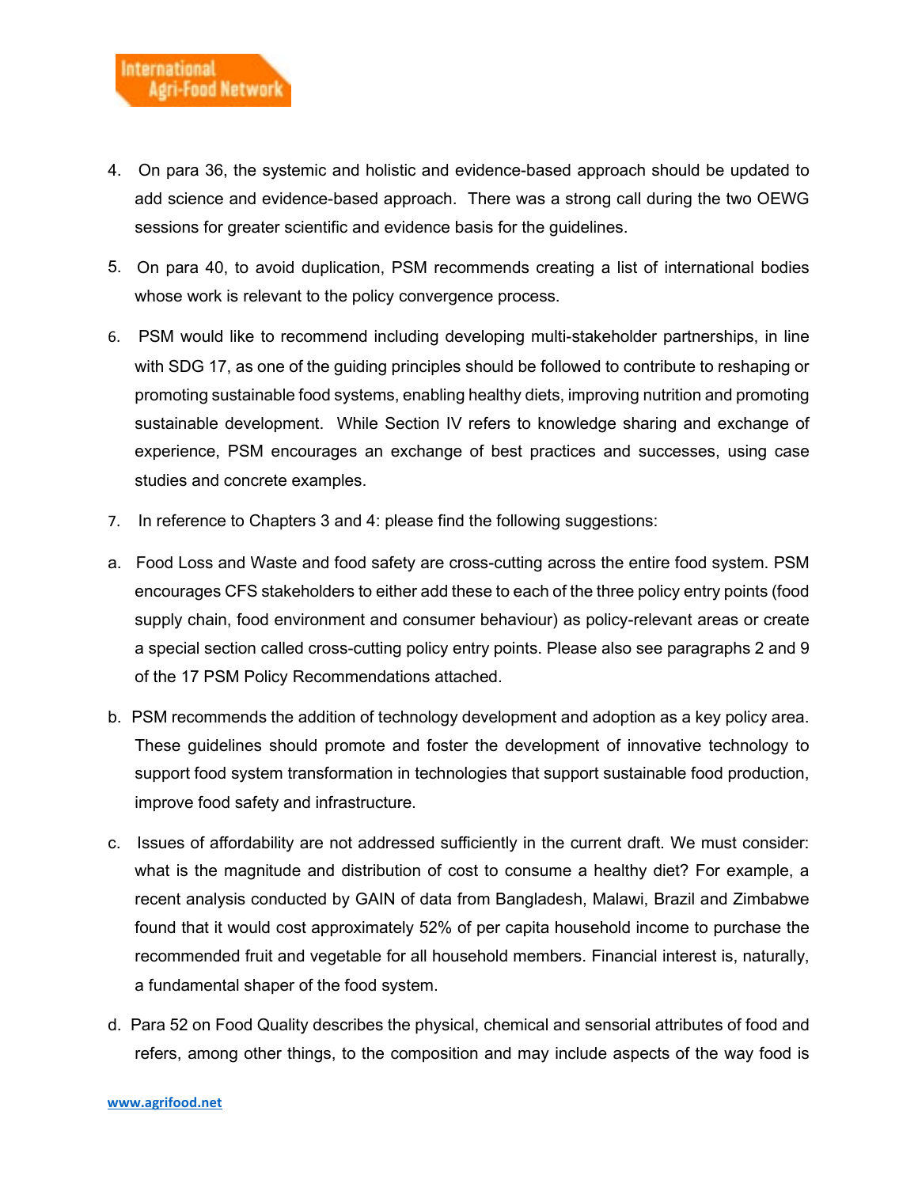4. On para 36, the systemic and holistic and evidence-based approach should be updated to add science and evidence-based approach. There was a strong call during the two OEWG sessions for greater scientific and evidence basis for the guidelines.

5. On para 40, to avoid duplication, PSM recommends creating a list of international bodies whose work is relevant to the policy convergence process.

6. PSM would like to recommend including developing multi-stakeholder partnerships, in line with SDG 17, as one of the guiding principles should be followed to contribute to reshaping or promoting sustainable food systems, enabling healthy diets, improving nutrition and promoting sustainable development. While Section IV refers to knowledge sharing and exchange of experience, PSM encourages an exchange of best practices and successes, using case studies and concrete examples.

7. In reference to Chapters 3 and 4: please find the following suggestions:

a. Food Loss and Waste and food safety are cross-cutting across the entire food system. PSM encourages CFS stakeholders to either add these to each of the three policy entry points (food supply chain, food environment and consumer behaviour) as policy-relevant areas or create a special section called cross-cutting policy entry points. Please also see paragraphs 2 and 9 of the 17 PSM Policy Recommendations attached.

b. PSM recommends the addition of technology development and adoption as a key policy area. These guidelines should promote and foster the development of innovative technology to support food system transformation in technologies that support sustainable food production, improve food safety and infrastructure.

c. Issues of affordability are not addressed sufficiently in the current draft. We must consider: what is the magnitude and distribution of cost to consume a healthy diet? For example, a recent analysis conducted by GAIN of data from Bangladesh, Malawi, Brazil and Zimbabwe found that it would cost approximately 52% of per capita household income to purchase the recommended fruit and vegetable for all household members. Financial interest is, naturally, a fundamental shaper of the food system.

d. Para 52 on Food Quality describes the physical, chemical and sensorial attributes of food and refers, among other things, to the composition and may include aspects of the way food is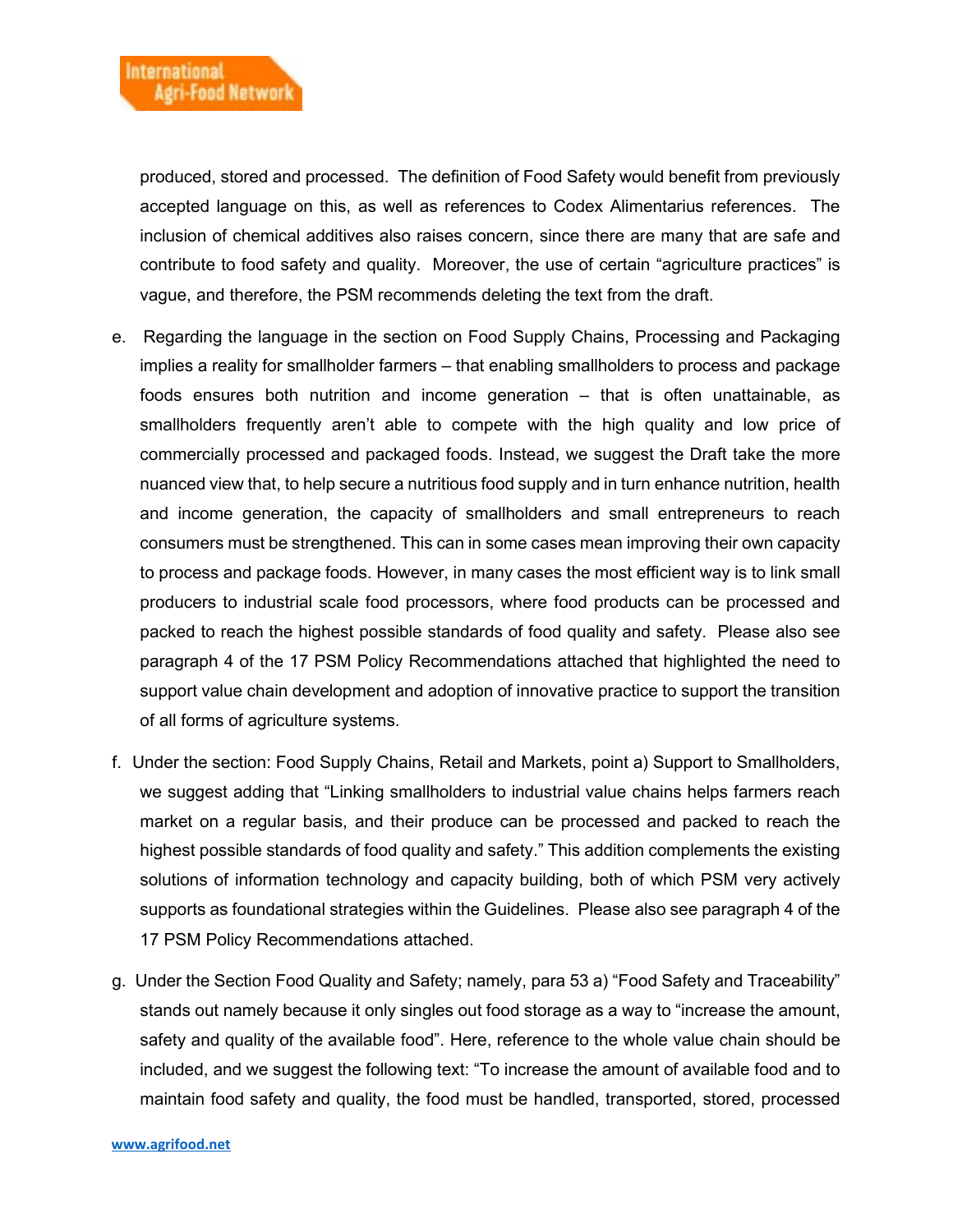produced, stored and processed. The definition of Food Safety would benefit from previously accepted language on this, as well as references to Codex Alimentarius references. The inclusion of chemical additives also raises concern, since there are many that are safe and contribute to food safety and quality. Moreover, the use of certain "agriculture practices" is vague, and therefore, the PSM recommends deleting the text from the draft.

e. Regarding the language in the section on Food Supply Chains, Processing and Packaging implies a reality for smallholder farmers – that enabling smallholders to process and package foods ensures both nutrition and income generation – that is often unattainable, as smallholders frequently aren't able to compete with the high quality and low price of commercially processed and packaged foods. Instead, we suggest the Draft take the more nuanced view that, to help secure a nutritious food supply and in turn enhance nutrition, health and income generation, the capacity of smallholders and small entrepreneurs to reach consumers must be strengthened. This can in some cases mean improving their own capacity to process and package foods. However, in many cases the most efficient way is to link small producers to industrial scale food processors, where food products can be processed and packed to reach the highest possible standards of food quality and safety. Please also see paragraph 4 of the 17 PSM Policy Recommendations attached that highlighted the need to support value chain development and adoption of innovative practice to support the transition of all forms of agriculture systems.

f. Under the section: Food Supply Chains, Retail and Markets, point a) Support to Smallholders, we suggest adding that "Linking smallholders to industrial value chains helps farmers reach market on a regular basis, and their produce can be processed and packed to reach the highest possible standards of food quality and safety." This addition complements the existing solutions of information technology and capacity building, both of which PSM very actively supports as foundational strategies within the Guidelines. Please also see paragraph 4 of the 17 PSM Policy Recommendations attached.

g. Under the Section Food Quality and Safety; namely, para 53 a) "Food Safety and Traceability" stands out namely because it only singles out food storage as a way to "increase the amount, safety and quality of the available food". Here, reference to the whole value chain should be included, and we suggest the following text: "To increase the amount of available food and to maintain food safety and quality, the food must be handled, transported, stored, processed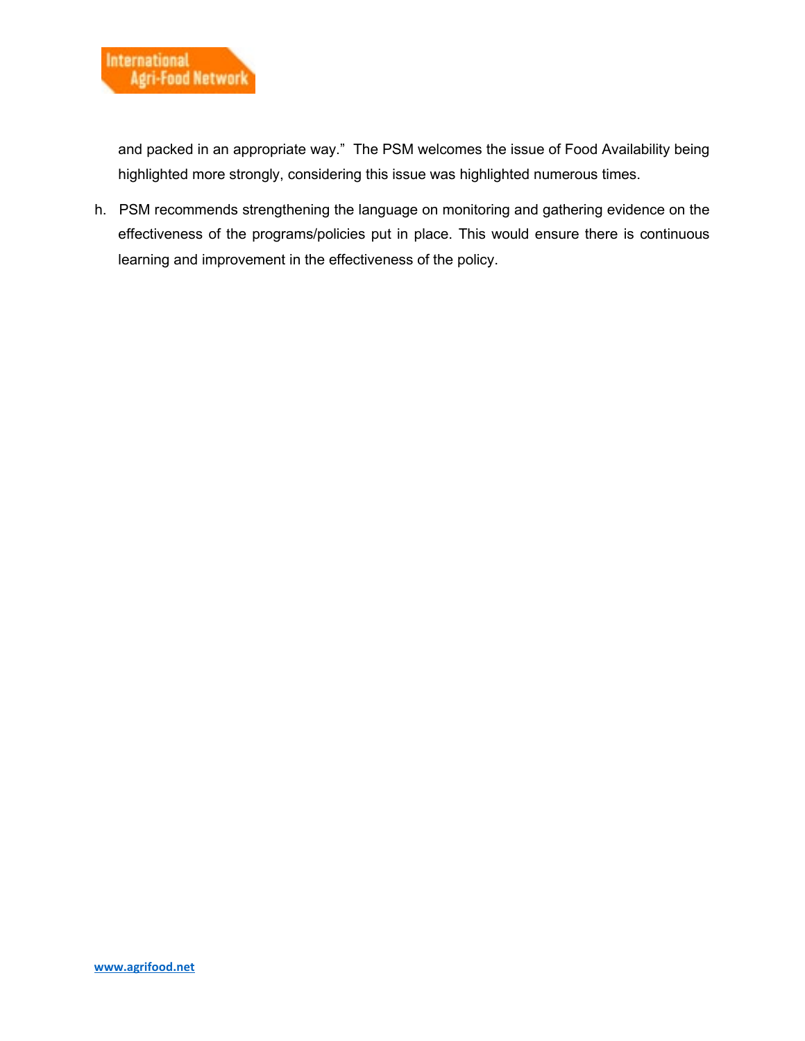and packed in an appropriate way." The PSM welcomes the issue of Food Availability being highlighted more strongly, considering this issue was highlighted numerous times.

h. PSM recommends strengthening the language on monitoring and gathering evidence on the effectiveness of the programs/policies put in place. This would ensure there is continuous learning and improvement in the effectiveness of the policy.